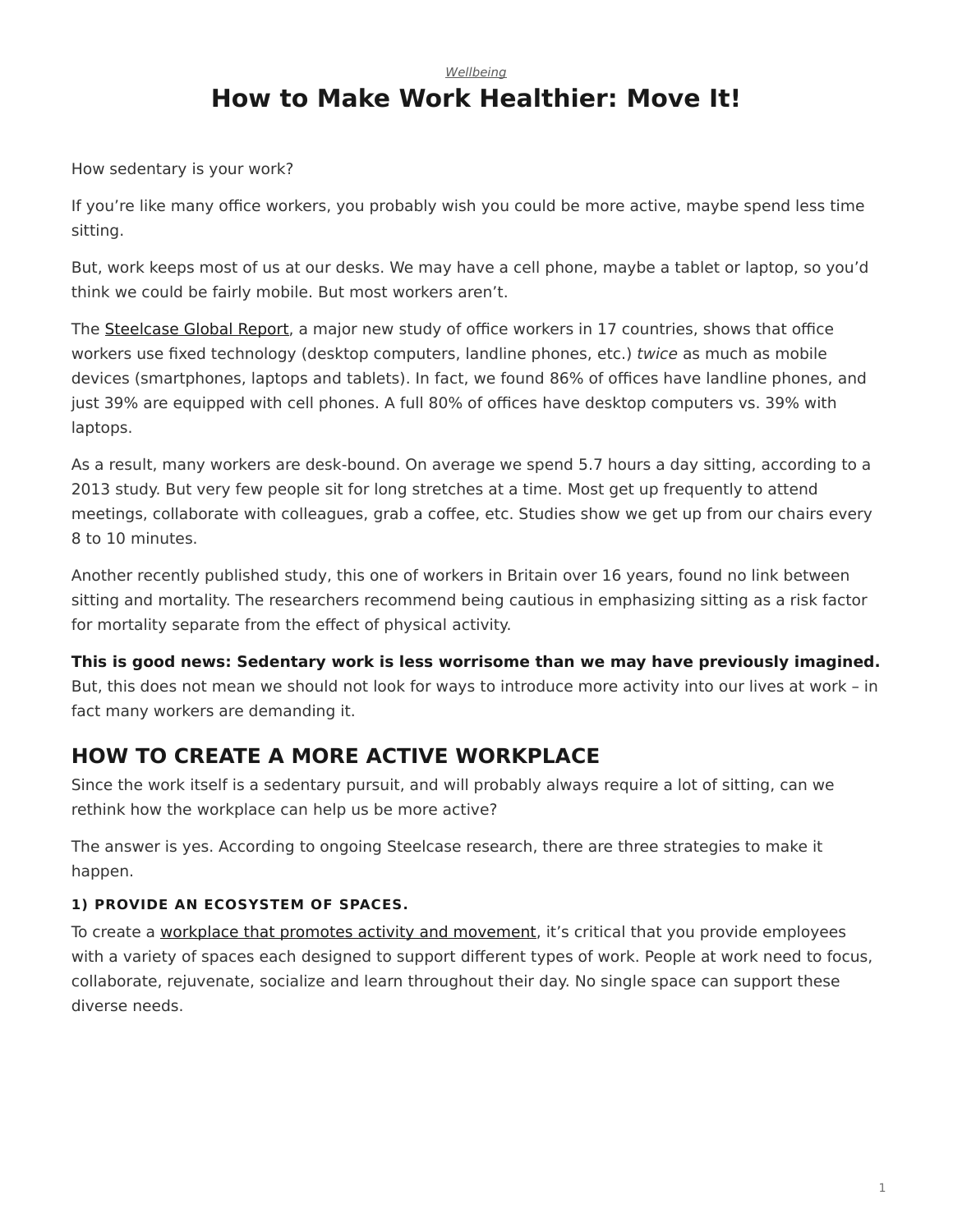*Wellbeing*

# How to Make Work Healthier: Move It!

How sedentary is your work?

If you're like many office workers, you probably wish you could be more active, maybe spend less time sitting.

But, work keeps most of us at our desks. We may have a cell phone, maybe a tablet or laptop, so you'd think we could be fairly mobile. But most workers aren't.

The Steelcase Global Report, a major new study of office workers in 17 countries, shows that office workers use fixed technology (desktop computers, landline phones, etc.) *twice* as much as mobile devices (smartphones, laptops and tablets). In fact, we found 86% of offices have landline phones, and just 39% are equipped with cell phones. A full 80% of offices have desktop computers vs. 39% with laptops.

As a result, many workers are desk-bound. On average we spend 5.7 hours a day sitting, according to a 2013 study. But very few people sit for long stretches at a time. Most get up frequently to attend meetings, collaborate with colleagues, grab a coffee, etc. Studies show we get up from our chairs every 8 to 10 minutes.

Another recently published study, this one of workers in Britain over 16 years, found no link between sitting and mortality. The researchers recommend being cautious in emphasizing sitting as a risk factor for mortality separate from the effect of physical activity.

**This is good news: Sedentary work is less worrisome than we may have previously imagined.** But, this does not mean we should not look for ways to introduce more activity into our lives at work – in fact many workers are demanding it.

## HOW TO CREATE A MORE ACTIVE WORKPLACE

Since the work itself is a sedentary pursuit, and will probably always require a lot of sitting, can we rethink how the workplace can help us be more active?

The answer is yes. According to ongoing Steelcase research, there are three strategies to make it happen.

#### 1) PROVIDE AN ECOSYSTEM OF SPACES.

To create a workplace that promotes activity and movement, it's critical that you provide employees with a variety of spaces each designed to support different types of work. People at work need to focus, collaborate, rejuvenate, socialize and learn throughout their day. No single space can support these diverse needs.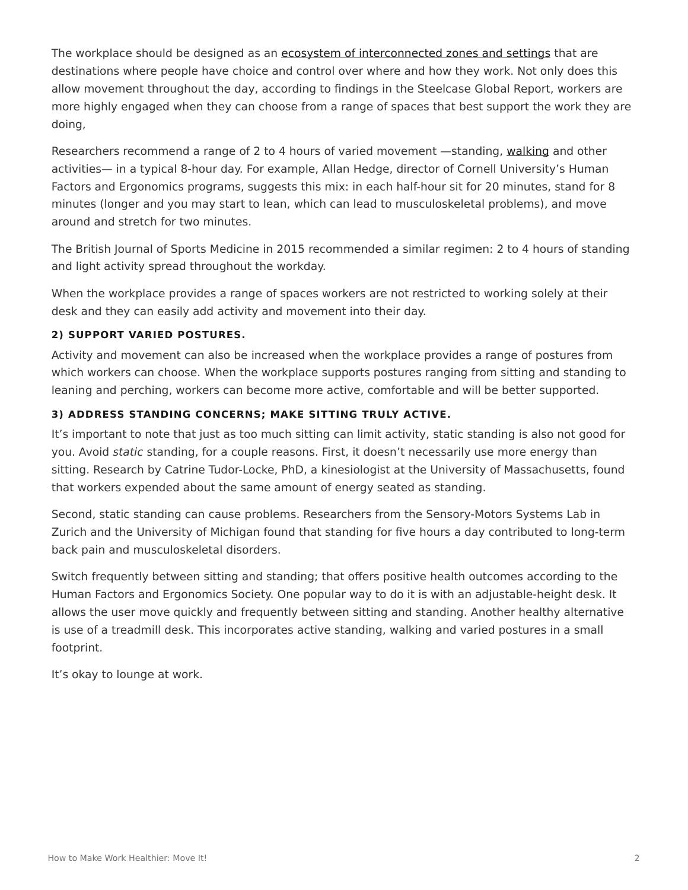The workplace should be designed as an ecosystem of interconnected zones and settings that are destinations where people have choice and control over where and how they work. Not only does this allow movement throughout the day, according to findings in the Steelcase Global Report, workers are more highly engaged when they can choose from a range of spaces that best support the work they are doing,

Researchers recommend a range of 2 to 4 hours of varied movement —standing, walking and other activities— in a typical 8-hour day. For example, Allan Hedge, director of Cornell University's Human Factors and Ergonomics programs, suggests this mix: in each half-hour sit for 20 minutes, stand for 8 minutes (longer and you may start to lean, which can lead to musculoskeletal problems), and move around and stretch for two minutes.

The British Journal of Sports Medicine in 2015 recommended a similar regimen: 2 to 4 hours of standing and light activity spread throughout the workday.

When the workplace provides a range of spaces workers are not restricted to working solely at their desk and they can easily add activity and movement into their day.

#### 2) SUPPORT VARIED POSTURES.

Activity and movement can also be increased when the workplace provides a range of postures from which workers can choose. When the workplace supports postures ranging from sitting and standing to leaning and perching, workers can become more active, comfortable and will be better supported.

#### 3) ADDRESS STANDING CONCERNS; MAKE SITTING TRULY ACTIVE.

It's important to note that just as too much sitting can limit activity, static standing is also not good for you. Avoid *static* standing, for a couple reasons. First, it doesn't necessarily use more energy than sitting. Research by Catrine Tudor-Locke, PhD, a kinesiologist at the University of Massachusetts, found that workers expended about the same amount of energy seated as standing.

Second, static standing can cause problems. Researchers from the Sensory-Motors Systems Lab in Zurich and the University of Michigan found that standing for five hours a day contributed to long-term back pain and musculoskeletal disorders.

Switch frequently between sitting and standing; that offers positive health outcomes according to the Human Factors and Ergonomics Society. One popular way to do it is with an adjustable-height desk. It allows the user move quickly and frequently between sitting and standing. Another healthy alternative is use of a treadmill desk. This incorporates active standing, walking and varied postures in a small footprint.

It's okay to lounge at work.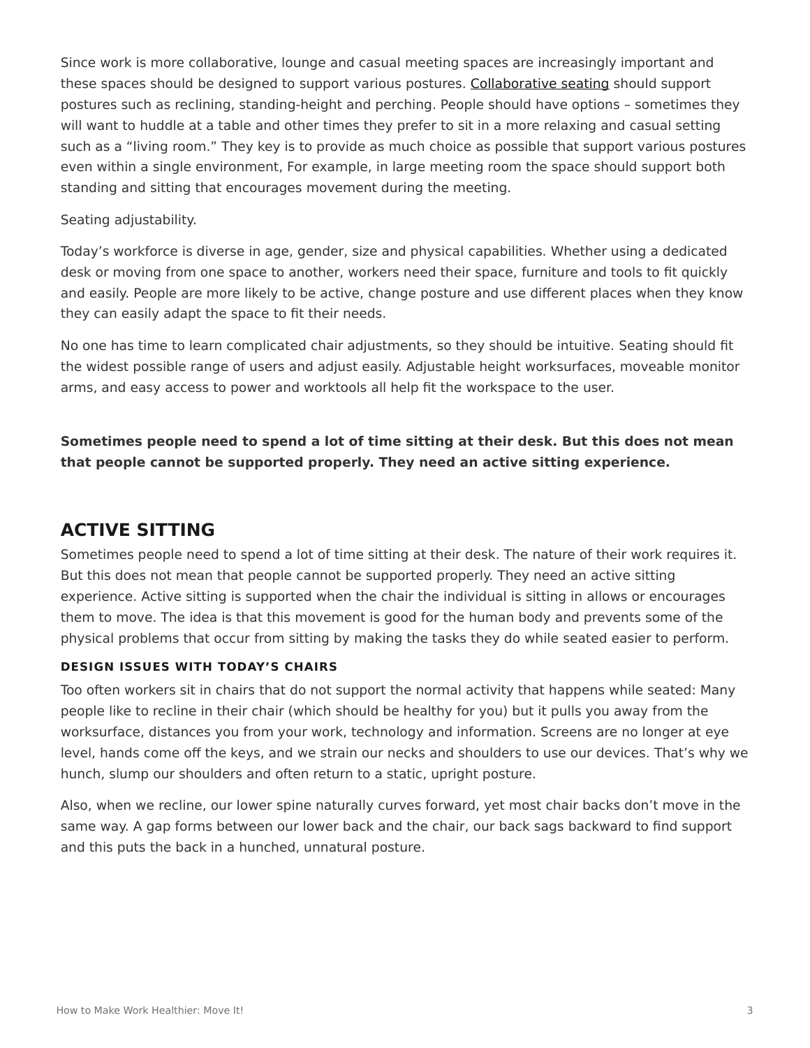Since work is more collaborative, lounge and casual meeting spaces are increasingly important and these spaces should be designed to support various postures. Collaborative seating should support postures such as reclining, standing-height and perching. People should have options – sometimes they will want to huddle at a table and other times they prefer to sit in a more relaxing and casual setting such as a "living room." They key is to provide as much choice as possible that support various postures even within a single environment, For example, in large meeting room the space should support both standing and sitting that encourages movement during the meeting.

Seating adjustability.

Today's workforce is diverse in age, gender, size and physical capabilities. Whether using a dedicated desk or moving from one space to another, workers need their space, furniture and tools to fit quickly and easily. People are more likely to be active, change posture and use different places when they know they can easily adapt the space to fit their needs.

No one has time to learn complicated chair adjustments, so they should be intuitive. Seating should fit the widest possible range of users and adjust easily. Adjustable height worksurfaces, moveable monitor arms, and easy access to power and worktools all help fit the workspace to the user.

**Sometimes people need to spend a lot of time sitting at their desk. But this does not mean that people cannot be supported properly. They need an active sitting experience.**

## ACTIVE SITTING

Sometimes people need to spend a lot of time sitting at their desk. The nature of their work requires it. But this does not mean that people cannot be supported properly. They need an active sitting experience. Active sitting is supported when the chair the individual is sitting in allows or encourages them to move. The idea is that this movement is good for the human body and prevents some of the physical problems that occur from sitting by making the tasks they do while seated easier to perform.

#### DESIGN ISSUES WITH TODAY'S CHAIRS

Too often workers sit in chairs that do not support the normal activity that happens while seated: Many people like to recline in their chair (which should be healthy for you) but it pulls you away from the worksurface, distances you from your work, technology and information. Screens are no longer at eye level, hands come off the keys, and we strain our necks and shoulders to use our devices. That's why we hunch, slump our shoulders and often return to a static, upright posture.

Also, when we recline, our lower spine naturally curves forward, yet most chair backs don't move in the same way. A gap forms between our lower back and the chair, our back sags backward to find support and this puts the back in a hunched, unnatural posture.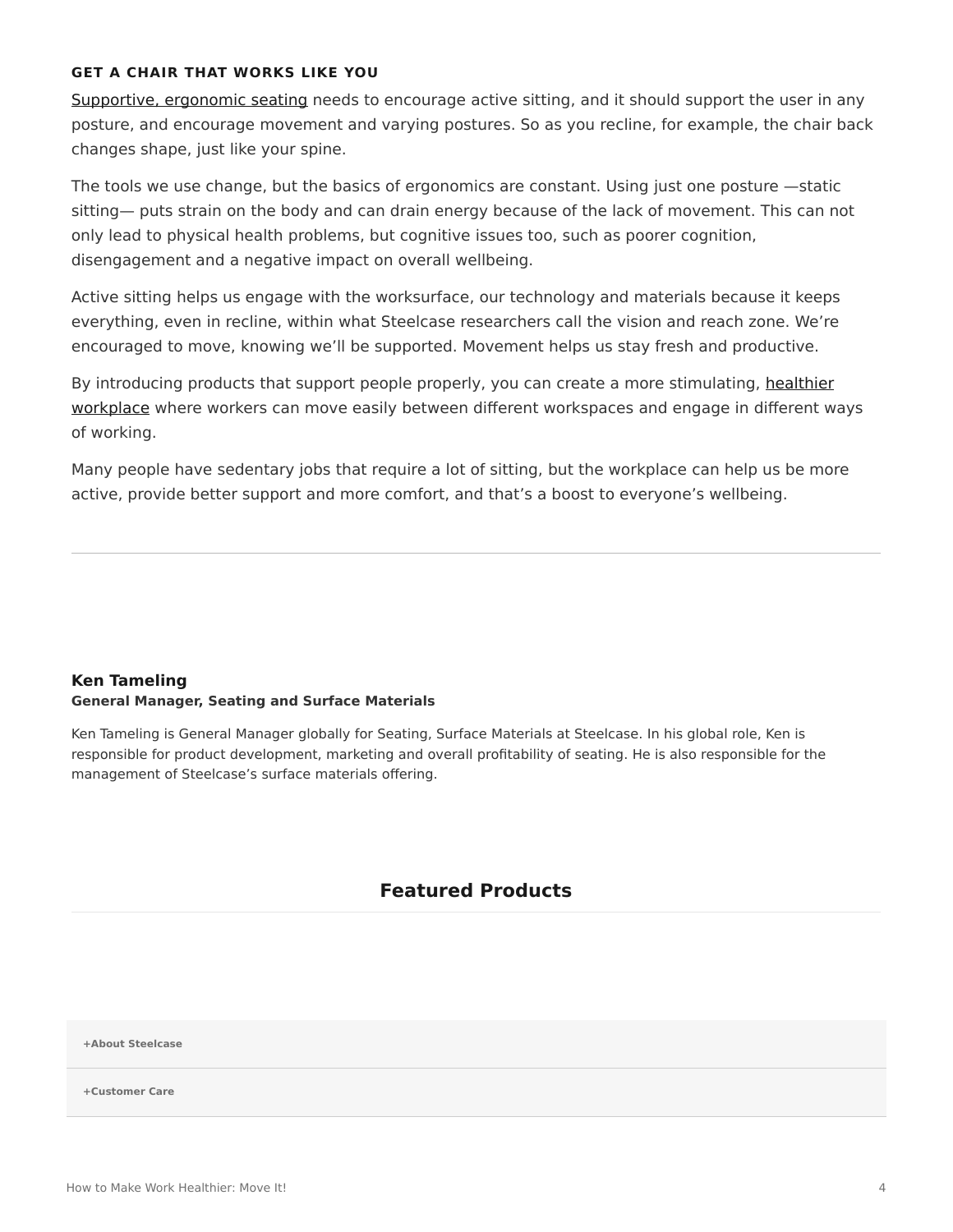### GET A CHAIR THAT WORKS LIKE YOU

Supportive, ergonomic seating needs to encourage active sitting, and it should support the user in any posture, and encourage movement and varying postures. So as you recline, for example, the chair back changes shape, just like your spine.

The tools we use change, but the basics of ergonomics are constant. Using just one posture —static sitting— puts strain on the body and can drain energy because of the lack of movement. This can not only lead to physical health problems, but cognitive issues too, such as poorer cognition, disengagement and a negative impact on overall wellbeing.

Active sitting helps us engage with the worksurface, our technology and materials because it keeps everything, even in recline, within what Steelcase researchers call the vision and reach zone. We're encouraged to move, knowing we'll be supported. Movement helps us stay fresh and productive.

By introducing products that support people properly, you can create a more stimulating, healthier workplace where workers can move easily between different workspaces and engage in different ways of working.

Many people have sedentary jobs that require a lot of sitting, but the workplace can help us be more active, provide better support and more comfort, and that's a boost to everyone's wellbeing.

---

**Ken Tameling**
**General Manager, Seating and Surface Materials**

Ken Tameling is General Manager globally for Seating, Surface Materials at Steelcase. In his global role, Ken is responsible for product development, marketing and overall profitability of seating. He is also responsible for the management of Steelcase's surface materials offering.

## Featured Products

**+About Steelcase**

**+Customer Care**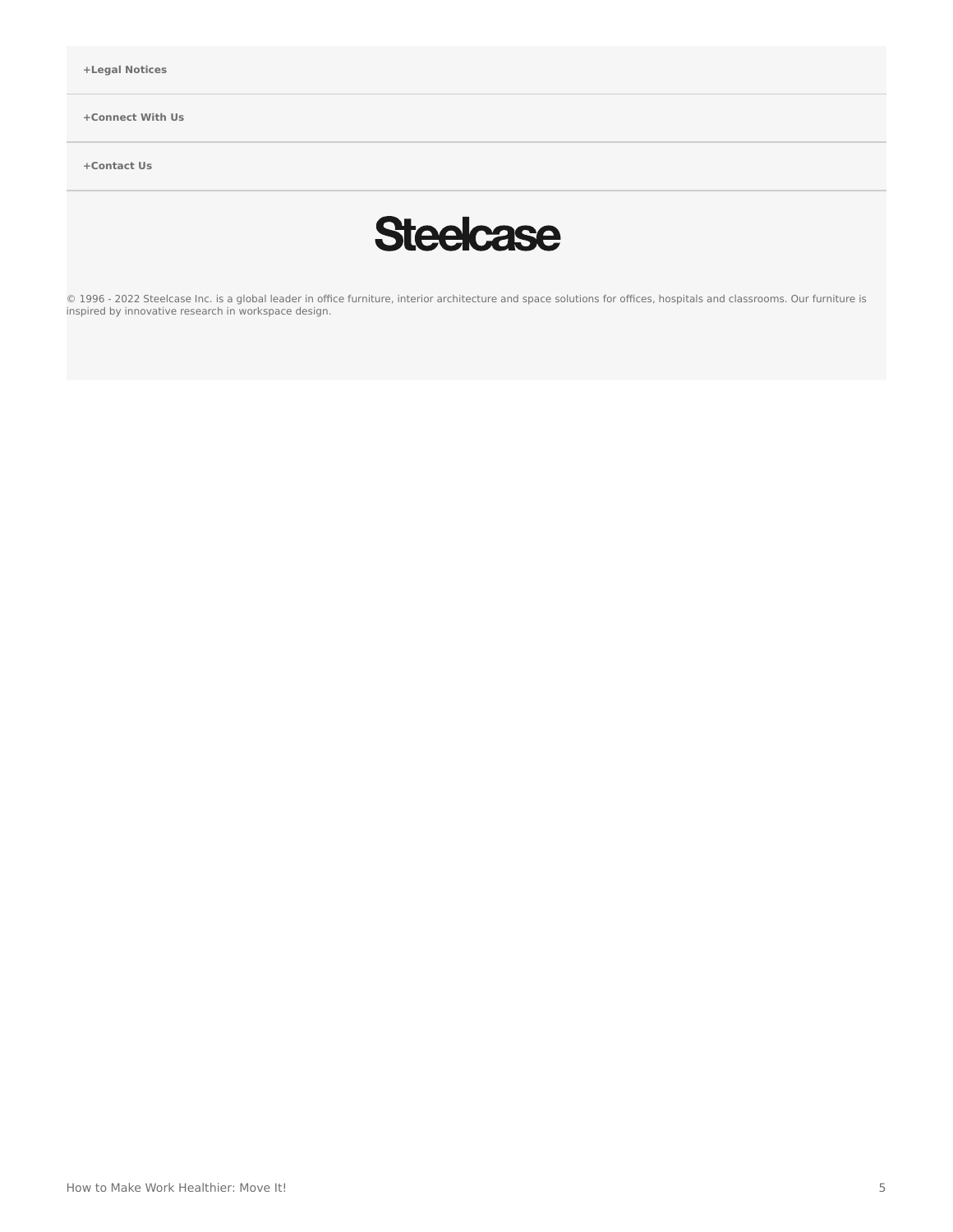**+Legal Notices**

**+Connect With Us**

**+Contact Us**

Steelcase

© 1996 - 2022 Steelcase Inc. is a global leader in office furniture, interior architecture and space solutions for offices, hospitals and classrooms. Our furniture is inspired by innovative research in workspace design.